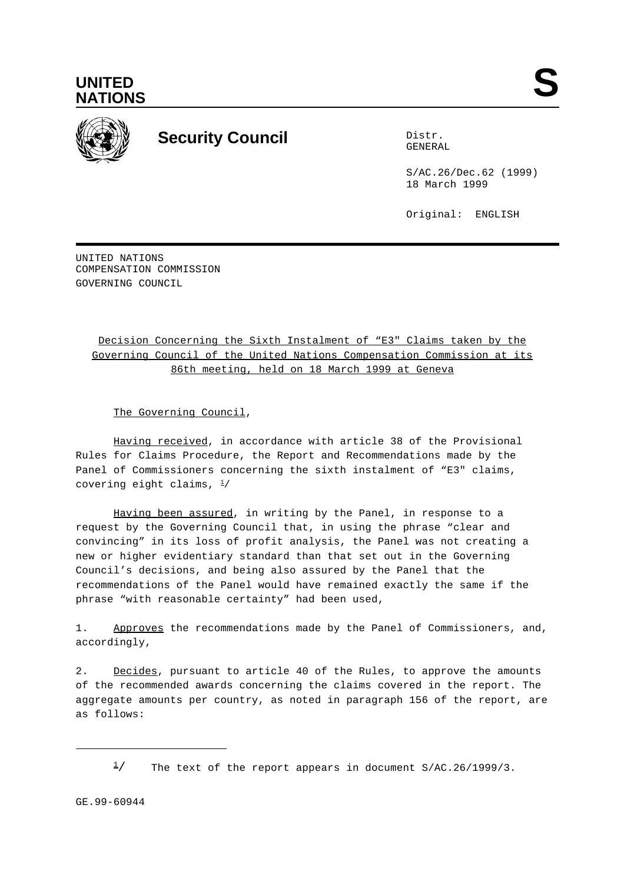UNITED NATIONS

# Security Council

Distr.
GENERAL

S/AC.26/Dec.62 (1999)
18 March 1999

Original: ENGLISH

UNITED NATIONS
COMPENSATION COMMISSION
GOVERNING COUNCIL

## Decision Concerning the Sixth Instalment of "E3" Claims taken by the Governing Council of the United Nations Compensation Commission at its 86th meeting, held on 18 March 1999 at Geneva

The Governing Council,

Having received, in accordance with article 38 of the Provisional Rules for Claims Procedure, the Report and Recommendations made by the Panel of Commissioners concerning the sixth instalment of "E3" claims, covering eight claims, [1]/

Having been assured, in writing by the Panel, in response to a request by the Governing Council that, in using the phrase "clear and convincing" in its loss of profit analysis, the Panel was not creating a new or higher evidentiary standard than that set out in the Governing Council's decisions, and being also assured by the Panel that the recommendations of the Panel would have remained exactly the same if the phrase "with reasonable certainty" had been used,

1. Approves the recommendations made by the Panel of Commissioners, and, accordingly,

2. Decides, pursuant to article 40 of the Rules, to approve the amounts of the recommended awards concerning the claims covered in the report. The aggregate amounts per country, as noted in paragraph 156 of the report, are as follows:

---

[1]/ The text of the report appears in document S/AC.26/1999/3.

GE.99-60944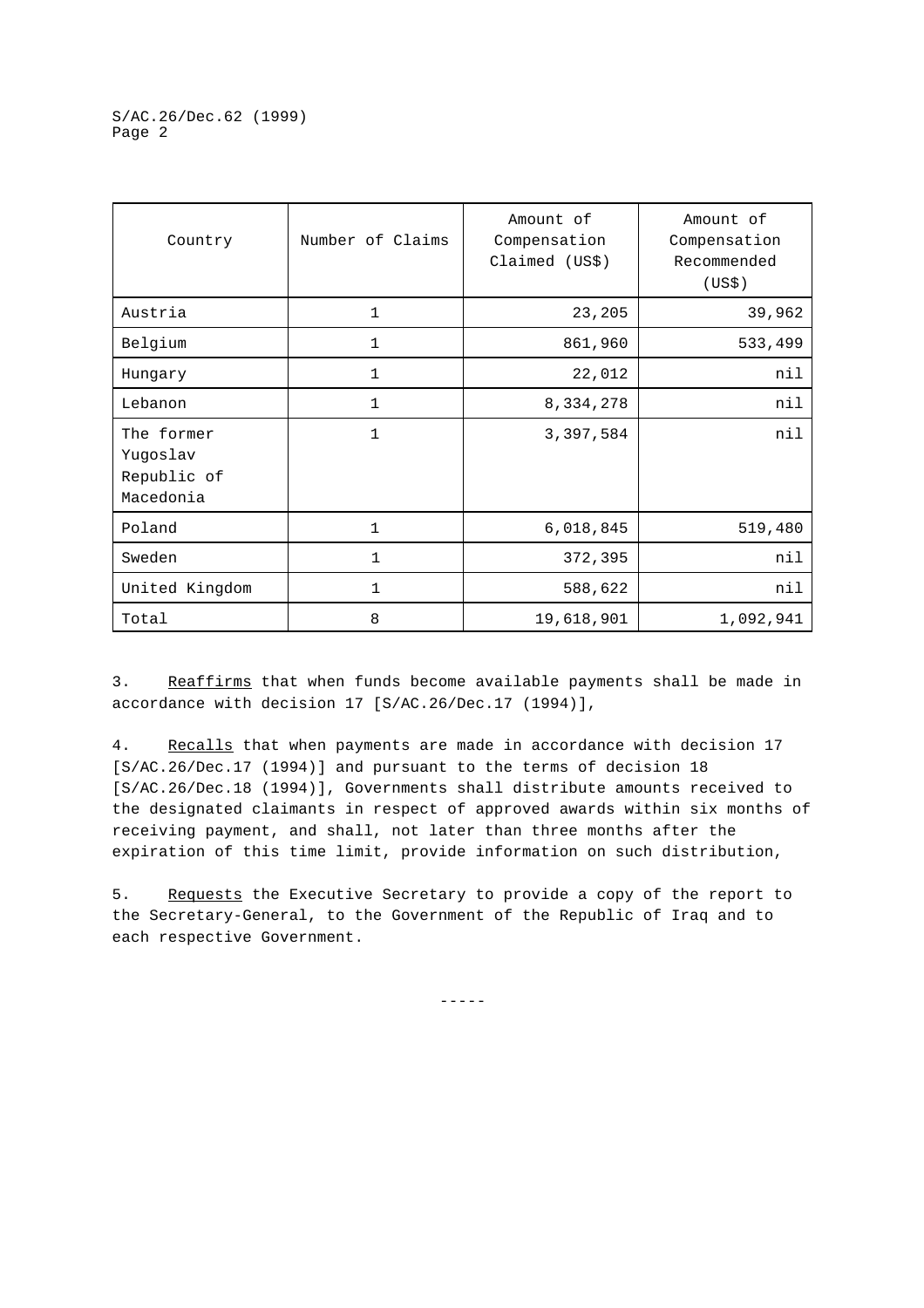| Country | Number of Claims | Amount of Compensation Claimed (US$) | Amount of Compensation Recommended (US$) |
|---|---|---|---|
| Austria | 1 | 23,205 | 39,962 |
| Belgium | 1 | 861,960 | 533,499 |
| Hungary | 1 | 22,012 | nil |
| Lebanon | 1 | 8,334,278 | nil |
| The former Yugoslav Republic of Macedonia | 1 | 3,397,584 | nil |
| Poland | 1 | 6,018,845 | 519,480 |
| Sweden | 1 | 372,395 | nil |
| United Kingdom | 1 | 588,622 | nil |
| Total | 8 | 19,618,901 | 1,092,941 |

3. Reaffirms that when funds become available payments shall be made in accordance with decision 17 [S/AC.26/Dec.17 (1994)],

4. Recalls that when payments are made in accordance with decision 17 [S/AC.26/Dec.17 (1994)] and pursuant to the terms of decision 18 [S/AC.26/Dec.18 (1994)], Governments shall distribute amounts received to the designated claimants in respect of approved awards within six months of receiving payment, and shall, not later than three months after the expiration of this time limit, provide information on such distribution,

5. Requests the Executive Secretary to provide a copy of the report to the Secretary-General, to the Government of the Republic of Iraq and to each respective Government.

-----